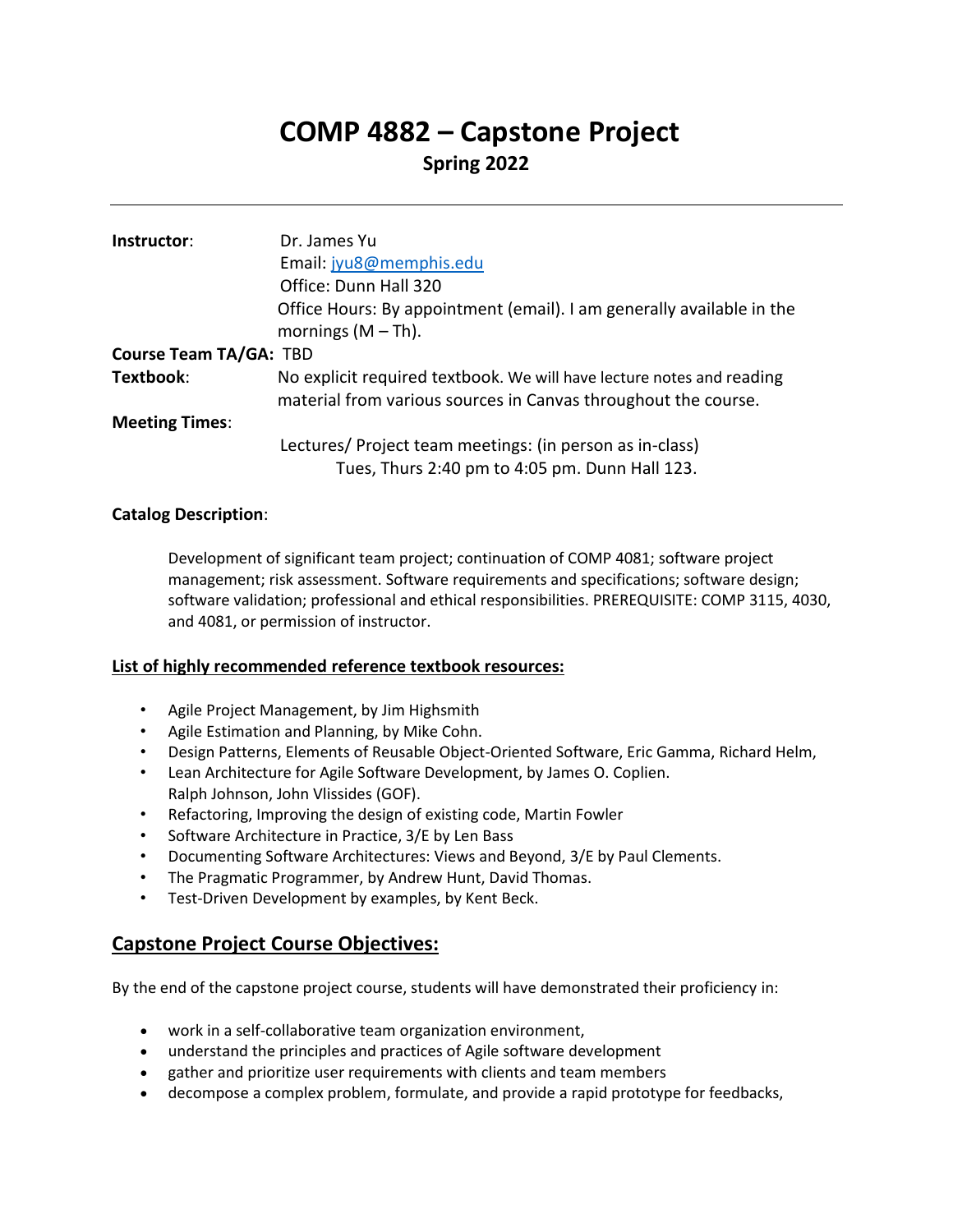# COMP 4882 – Capstone Project

**Spring 2022**

---

| | |
|---|---|
| **Instructor**: | Dr. James Yu |
| | Email: jyu8@memphis.edu |
| | Office: Dunn Hall 320 |
| | Office Hours: By appointment (email). I am generally available in the mornings (M – Th). |
| **Course Team TA/GA:** | TBD |
| **Textbook**: | No explicit required textbook. We will have lecture notes and reading material from various sources in Canvas throughout the course. |
| **Meeting Times**: | |
| | Lectures/ Project team meetings: (in person as in-class) |
| | Tues, Thurs 2:40 pm to 4:05 pm. Dunn Hall 123. |

**Catalog Description**:

> Development of significant team project; continuation of COMP 4081; software project management; risk assessment. Software requirements and specifications; software design; software validation; professional and ethical responsibilities. PREREQUISITE: COMP 3115, 4030, and 4081, or permission of instructor.

**List of highly recommended reference textbook resources:**

- Agile Project Management, by Jim Highsmith
- Agile Estimation and Planning, by Mike Cohn.
- Design Patterns, Elements of Reusable Object-Oriented Software, Eric Gamma, Richard Helm,
- Lean Architecture for Agile Software Development, by James O. Coplien.
  Ralph Johnson, John Vlissides (GOF).
- Refactoring, Improving the design of existing code, Martin Fowler
- Software Architecture in Practice, 3/E by Len Bass
- Documenting Software Architectures: Views and Beyond, 3/E by Paul Clements.
- The Pragmatic Programmer, by Andrew Hunt, David Thomas.
- Test-Driven Development by examples, by Kent Beck.

## Capstone Project Course Objectives:

By the end of the capstone project course, students will have demonstrated their proficiency in:

- work in a self-collaborative team organization environment,
- understand the principles and practices of Agile software development
- gather and prioritize user requirements with clients and team members
- decompose a complex problem, formulate, and provide a rapid prototype for feedbacks,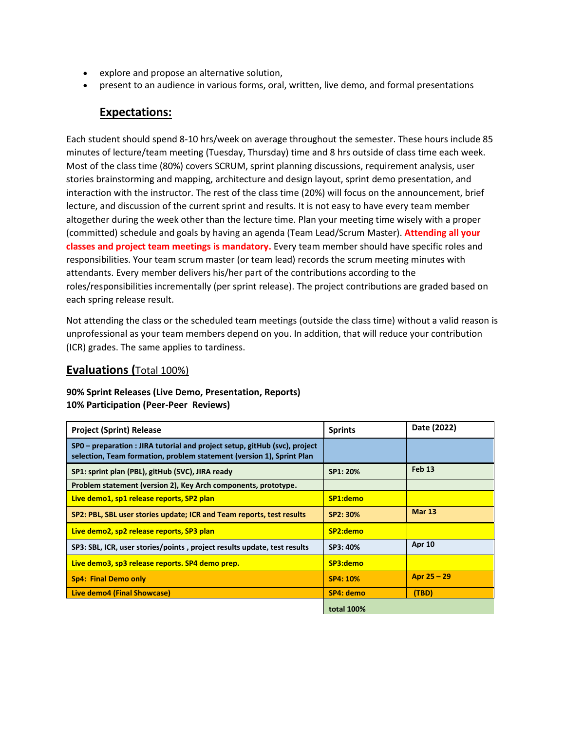- explore and propose an alternative solution,
- present to an audience in various forms, oral, written, live demo, and formal presentations

## Expectations:

Each student should spend 8-10 hrs/week on average throughout the semester. These hours include 85 minutes of lecture/team meeting (Tuesday, Thursday) time and 8 hrs outside of class time each week. Most of the class time (80%) covers SCRUM, sprint planning discussions, requirement analysis, user stories brainstorming and mapping, architecture and design layout, sprint demo presentation, and interaction with the instructor. The rest of the class time (20%) will focus on the announcement, brief lecture, and discussion of the current sprint and results. It is not easy to have every team member altogether during the week other than the lecture time. Plan your meeting time wisely with a proper (committed) schedule and goals by having an agenda (Team Lead/Scrum Master). **Attending all your classes and project team meetings is mandatory.** Every team member should have specific roles and responsibilities. Your team scrum master (or team lead) records the scrum meeting minutes with attendants. Every member delivers his/her part of the contributions according to the roles/responsibilities incrementally (per sprint release). The project contributions are graded based on each spring release result.

Not attending the class or the scheduled team meetings (outside the class time) without a valid reason is unprofessional as your team members depend on you. In addition, that will reduce your contribution (ICR) grades. The same applies to tardiness.

## Evaluations (Total 100%)

**90% Sprint Releases (Live Demo, Presentation, Reports)**
**10% Participation (Peer-Peer Reviews)**

| Project (Sprint) Release | Sprints | Date (2022) |
|---|---|---|
| **SP0 – preparation : JIRA tutorial and project setup, gitHub (svc), project selection, Team formation, problem statement (version 1), Sprint Plan** | | |
| **SP1: sprint plan (PBL), gitHub (SVC), JIRA ready** | **SP1: 20%** | **Feb 13** |
| **Problem statement (version 2), Key Arch components, prototype.** | | |
| **Live demo1, sp1 release reports, SP2 plan** | **SP1:demo** | |
| **SP2: PBL, SBL user stories update; ICR and Team reports, test results** | **SP2: 30%** | **Mar 13** |
| **Live demo2, sp2 release reports, SP3 plan** | **SP2:demo** | |
| **SP3: SBL, ICR, user stories/points , project results update, test results** | **SP3: 40%** | **Apr 10** |
| **Live demo3, sp3 release reports. SP4 demo prep.** | **SP3:demo** | |
| **Sp4: Final Demo only** | **SP4: 10%** | **Apr 25 – 29** |
| **Live demo4 (Final Showcase)** | **SP4: demo** | **(TBD)** |
| | **total 100%** | |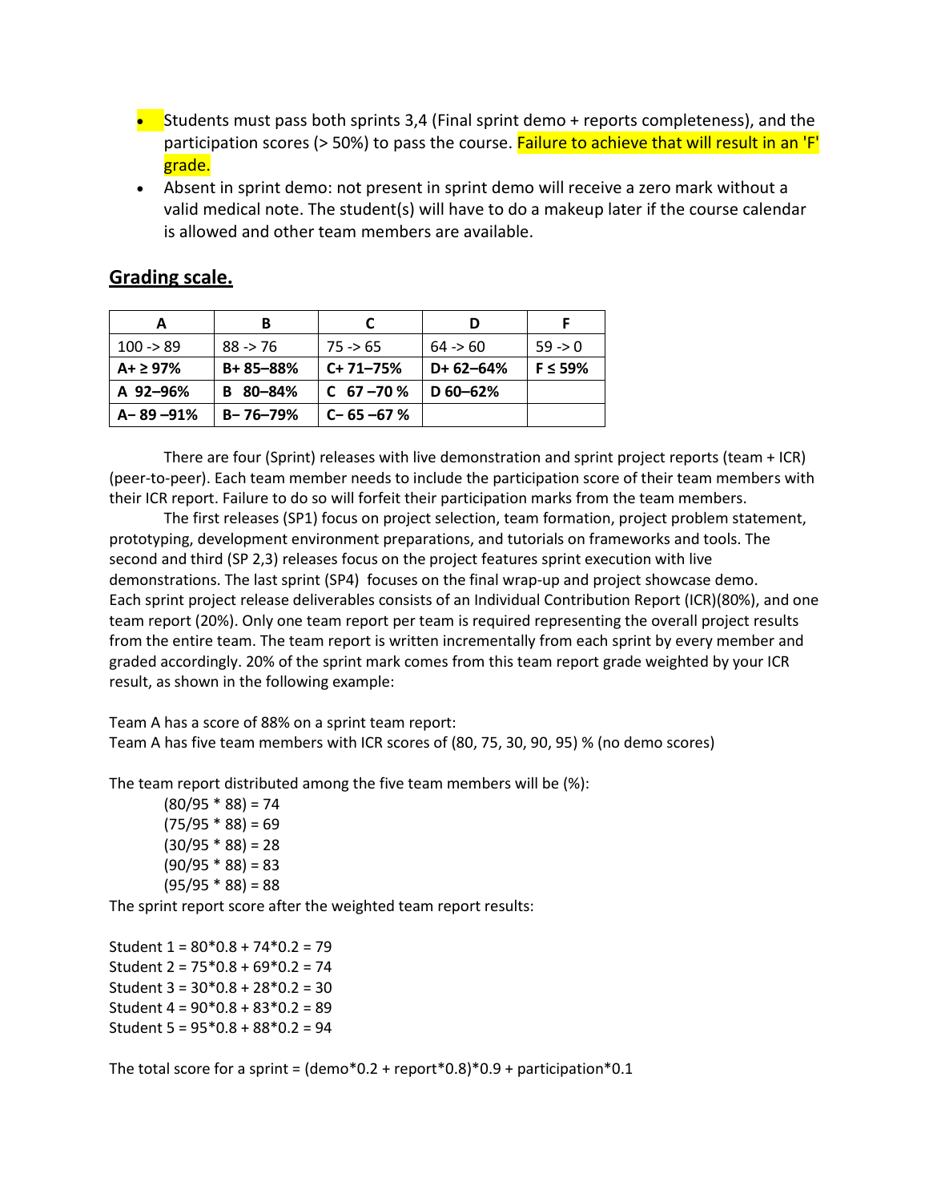- Students must pass both sprints 3,4 (Final sprint demo + reports completeness), and the participation scores (> 50%) to pass the course. Failure to achieve that will result in an 'F' grade.
- Absent in sprint demo: not present in sprint demo will receive a zero mark without a valid medical note. The student(s) will have to do a makeup later if the course calendar is allowed and other team members are available.

## Grading scale.

| A | B | C | D | F |
|---|---|---|---|---|
| 100 -> 89 | 88 -> 76 | 75 -> 65 | 64 -> 60 | 59 -> 0 |
| **A+ ≥ 97%** | **B+ 85–88%** | **C+ 71–75%** | **D+ 62–64%** | **F ≤ 59%** |
| **A 92–96%** | **B 80–84%** | **C 67 –70 %** | **D 60–62%** | |
| **A– 89 –91%** | **B– 76–79%** | **C– 65 –67 %** | | |

There are four (Sprint) releases with live demonstration and sprint project reports (team + ICR) (peer-to-peer). Each team member needs to include the participation score of their team members with their ICR report. Failure to do so will forfeit their participation marks from the team members.

The first releases (SP1) focus on project selection, team formation, project problem statement, prototyping, development environment preparations, and tutorials on frameworks and tools. The second and third (SP 2,3) releases focus on the project features sprint execution with live demonstrations. The last sprint (SP4) focuses on the final wrap-up and project showcase demo. Each sprint project release deliverables consists of an Individual Contribution Report (ICR)(80%), and one team report (20%). Only one team report per team is required representing the overall project results from the entire team. The team report is written incrementally from each sprint by every member and graded accordingly. 20% of the sprint mark comes from this team report grade weighted by your ICR result, as shown in the following example:

Team A has a score of 88% on a sprint team report:
Team A has five team members with ICR scores of (80, 75, 30, 90, 95) % (no demo scores)

The team report distributed among the five team members will be (%):

(80/95 * 88) = 74
(75/95 * 88) = 69
(30/95 * 88) = 28
(90/95 * 88) = 83
(95/95 * 88) = 88

The sprint report score after the weighted team report results:

Student 1 = 80*0.8 + 74*0.2 = 79
Student 2 = 75*0.8 + 69*0.2 = 74
Student 3 = 30*0.8 + 28*0.2 = 30
Student 4 = 90*0.8 + 83*0.2 = 89
Student 5 = 95*0.8 + 88*0.2 = 94

The total score for a sprint = (demo*0.2 + report*0.8)*0.9 + participation*0.1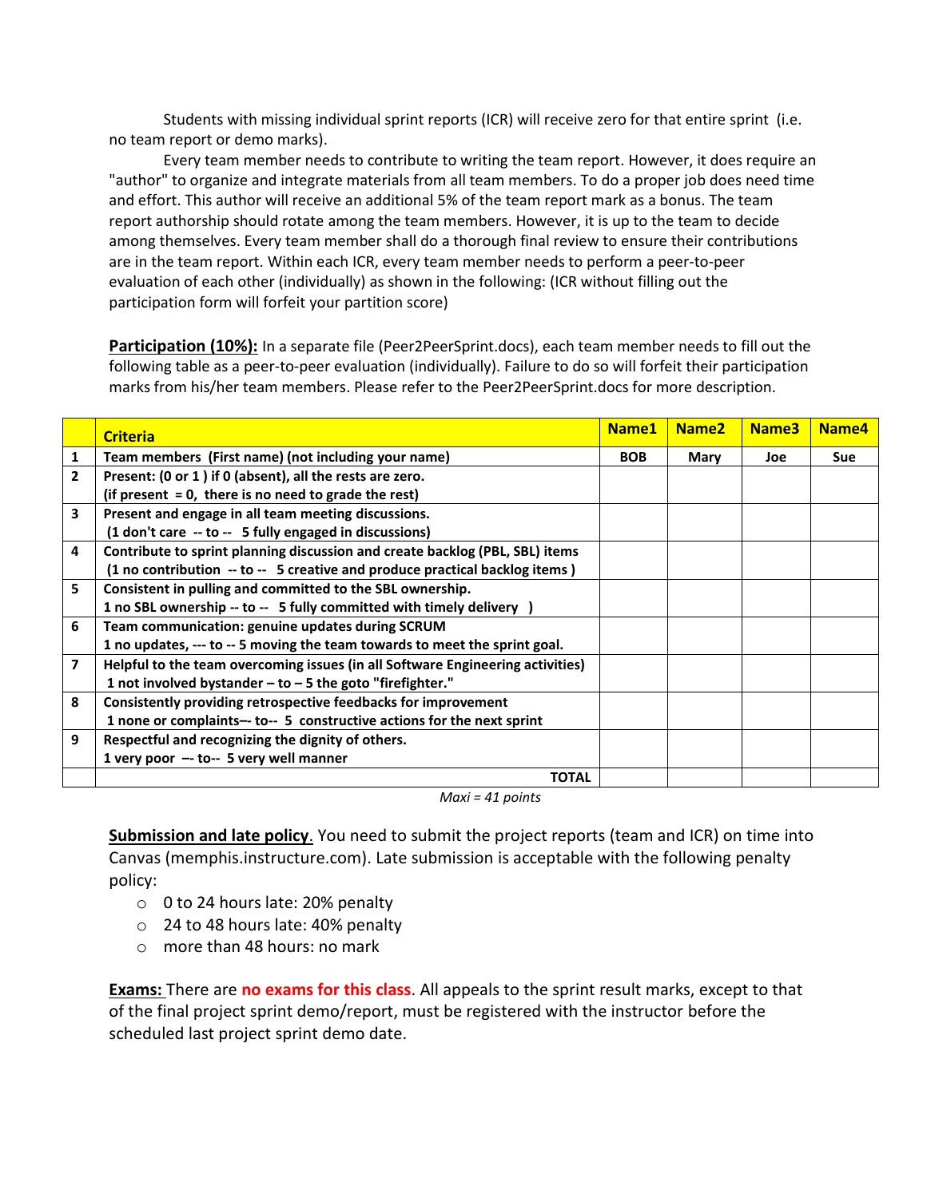Students with missing individual sprint reports (ICR) will receive zero for that entire sprint (i.e. no team report or demo marks).

Every team member needs to contribute to writing the team report. However, it does require an "author" to organize and integrate materials from all team members. To do a proper job does need time and effort. This author will receive an additional 5% of the team report mark as a bonus. The team report authorship should rotate among the team members. However, it is up to the team to decide among themselves. Every team member shall do a thorough final review to ensure their contributions are in the team report. Within each ICR, every team member needs to perform a peer-to-peer evaluation of each other (individually) as shown in the following: (ICR without filling out the participation form will forfeit your partition score)

**Participation (10%):** In a separate file (Peer2PeerSprint.docs), each team member needs to fill out the following table as a peer-to-peer evaluation (individually). Failure to do so will forfeit their participation marks from his/her team members. Please refer to the Peer2PeerSprint.docs for more description.

| | Criteria | Name1 | Name2 | Name3 | Name4 |
|---|---|---|---|---|---|
| 1 | **Team members (First name) (not including your name)** | **BOB** | **Mary** | **Joe** | **Sue** |
| 2 | **Present: (0 or 1 ) if 0 (absent), all the rests are zero.** <br> **(if present = 0, there is no need to grade the rest)** | | | | |
| 3 | **Present and engage in all team meeting discussions.** <br> **(1 don't care -- to -- 5 fully engaged in discussions)** | | | | |
| 4 | **Contribute to sprint planning discussion and create backlog (PBL, SBL) items** <br> **(1 no contribution -- to -- 5 creative and produce practical backlog items )** | | | | |
| 5 | **Consistent in pulling and committed to the SBL ownership.** <br> **1 no SBL ownership -- to -- 5 fully committed with timely delivery )** | | | | |
| 6 | **Team communication: genuine updates during SCRUM** <br> **1 no updates, --- to -- 5 moving the team towards to meet the sprint goal.** | | | | |
| 7 | **Helpful to the team overcoming issues (in all Software Engineering activities)** <br> **1 not involved bystander – to – 5 the goto "firefighter."** | | | | |
| 8 | **Consistently providing retrospective feedbacks for improvement** <br> **1 none or complaints–- to-- 5 constructive actions for the next sprint** | | | | |
| 9 | **Respectful and recognizing the dignity of others.** <br> **1 very poor –- to-- 5 very well manner** | | | | |
| | **TOTAL** | | | | |

*Maxi = 41 points*

**Submission and late policy**. You need to submit the project reports (team and ICR) on time into Canvas (memphis.instructure.com). Late submission is acceptable with the following penalty policy:

- 0 to 24 hours late: 20% penalty
- 24 to 48 hours late: 40% penalty
- more than 48 hours: no mark

**Exams:** There are **no exams for this class**. All appeals to the sprint result marks, except to that of the final project sprint demo/report, must be registered with the instructor before the scheduled last project sprint demo date.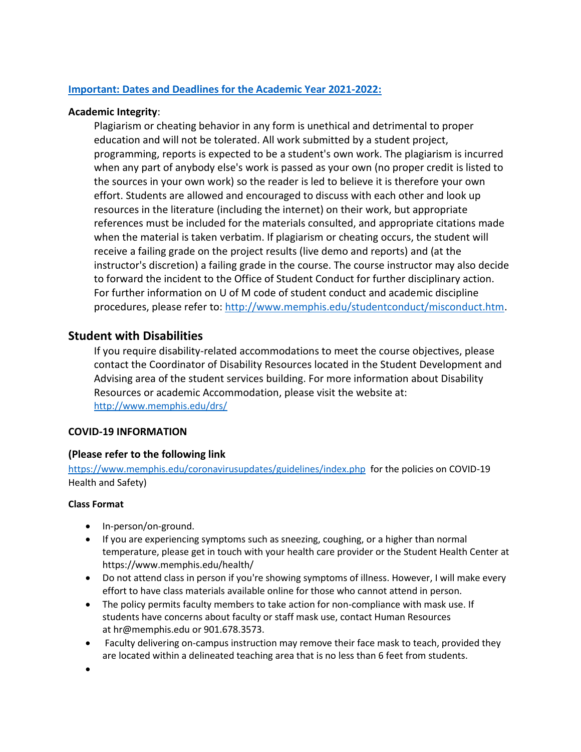[**Important: Dates and Deadlines for the Academic Year 2021-2022:**]()

**Academic Integrity**:

Plagiarism or cheating behavior in any form is unethical and detrimental to proper education and will not be tolerated. All work submitted by a student project, programming, reports is expected to be a student's own work. The plagiarism is incurred when any part of anybody else's work is passed as your own (no proper credit is listed to the sources in your own work) so the reader is led to believe it is therefore your own effort. Students are allowed and encouraged to discuss with each other and look up resources in the literature (including the internet) on their work, but appropriate references must be included for the materials consulted, and appropriate citations made when the material is taken verbatim. If plagiarism or cheating occurs, the student will receive a failing grade on the project results (live demo and reports) and (at the instructor's discretion) a failing grade in the course. The course instructor may also decide to forward the incident to the Office of Student Conduct for further disciplinary action. For further information on U of M code of student conduct and academic discipline procedures, please refer to: http://www.memphis.edu/studentconduct/misconduct.htm.

## Student with Disabilities

If you require disability-related accommodations to meet the course objectives, please contact the Coordinator of Disability Resources located in the Student Development and Advising area of the student services building. For more information about Disability Resources or academic Accommodation, please visit the website at: http://www.memphis.edu/drs/

**COVID-19 INFORMATION**

**(Please refer to the following link**

https://www.memphis.edu/coronavirusupdates/guidelines/index.php for the policies on COVID-19 Health and Safety)

**Class Format**

- In-person/on-ground.
- If you are experiencing symptoms such as sneezing, coughing, or a higher than normal temperature, please get in touch with your health care provider or the Student Health Center at https://www.memphis.edu/health/
- Do not attend class in person if you're showing symptoms of illness. However, I will make every effort to have class materials available online for those who cannot attend in person.
- The policy permits faculty members to take action for non-compliance with mask use. If students have concerns about faculty or staff mask use, contact Human Resources at hr@memphis.edu or 901.678.3573.
- Faculty delivering on-campus instruction may remove their face mask to teach, provided they are located within a delineated teaching area that is no less than 6 feet from students.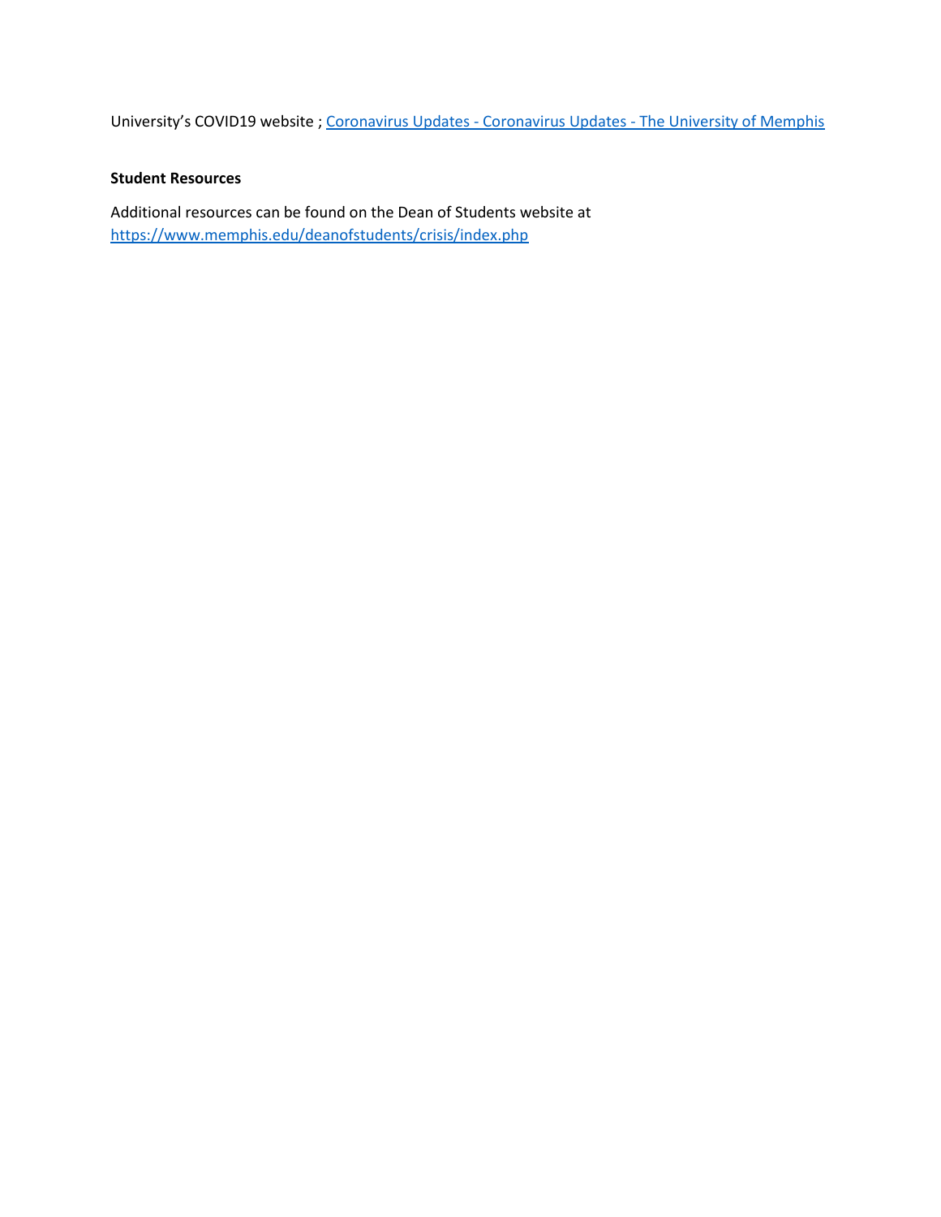University's COVID19 website ; [Coronavirus Updates - Coronavirus Updates - The University of Memphis]

**Student Resources**

Additional resources can be found on the Dean of Students website at https://www.memphis.edu/deanofstudents/crisis/index.php